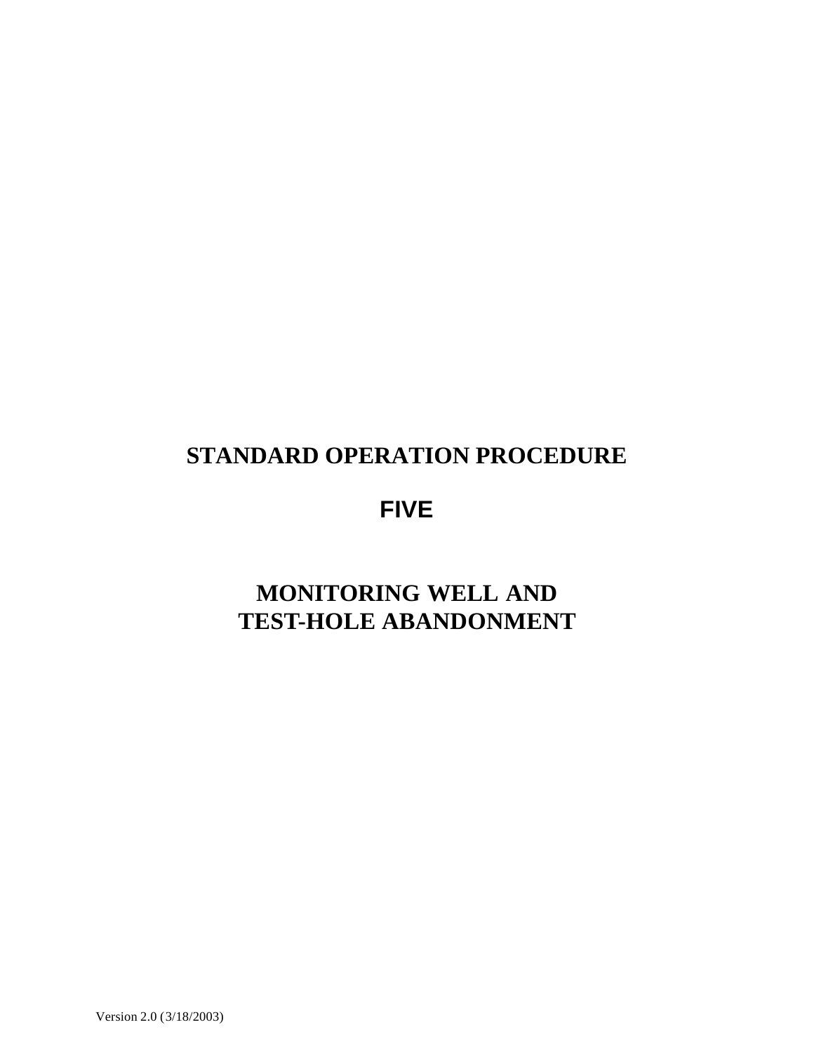# STANDARD OPERATION PROCEDURE

# FIVE

# MONITORING WELL AND TEST-HOLE ABANDONMENT

Version 2.0 (3/18/2003)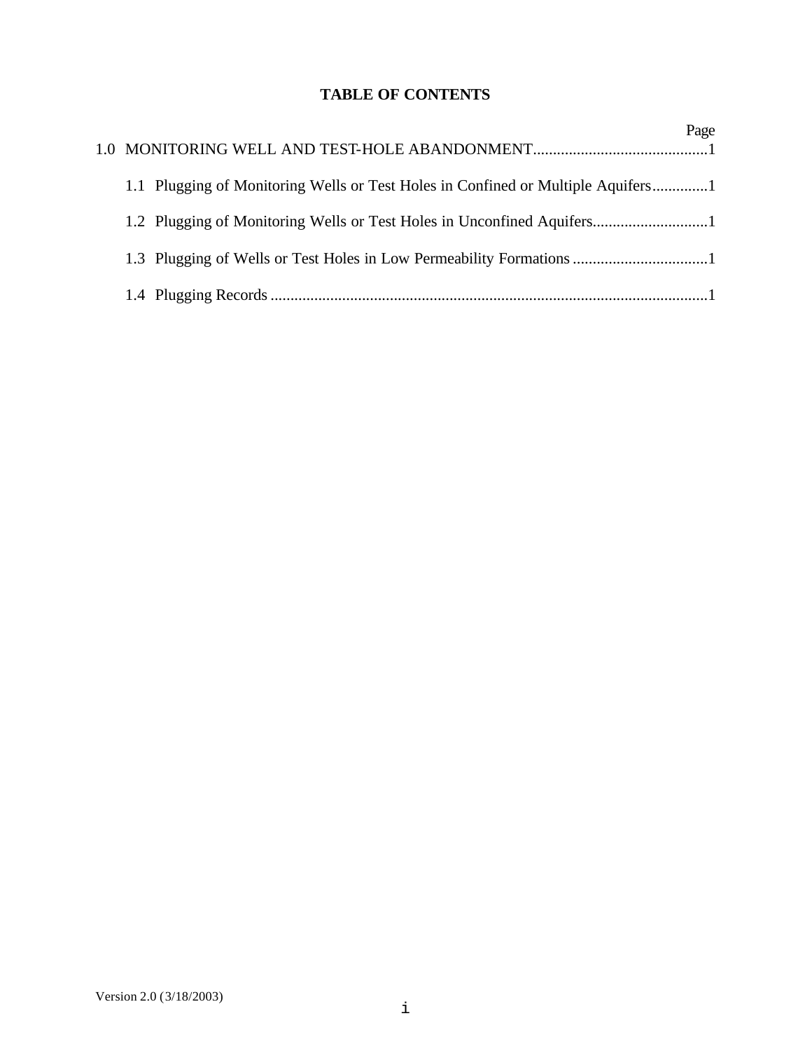# TABLE OF CONTENTS

| | Page |
|---|---|
| 1.0 MONITORING WELL AND TEST-HOLE ABANDONMENT | 1 |
| 1.1 Plugging of Monitoring Wells or Test Holes in Confined or Multiple Aquifers | 1 |
| 1.2 Plugging of Monitoring Wells or Test Holes in Unconfined Aquifers | 1 |
| 1.3 Plugging of Wells or Test Holes in Low Permeability Formations | 1 |
| 1.4 Plugging Records | 1 |

Version 2.0 (3/18/2003)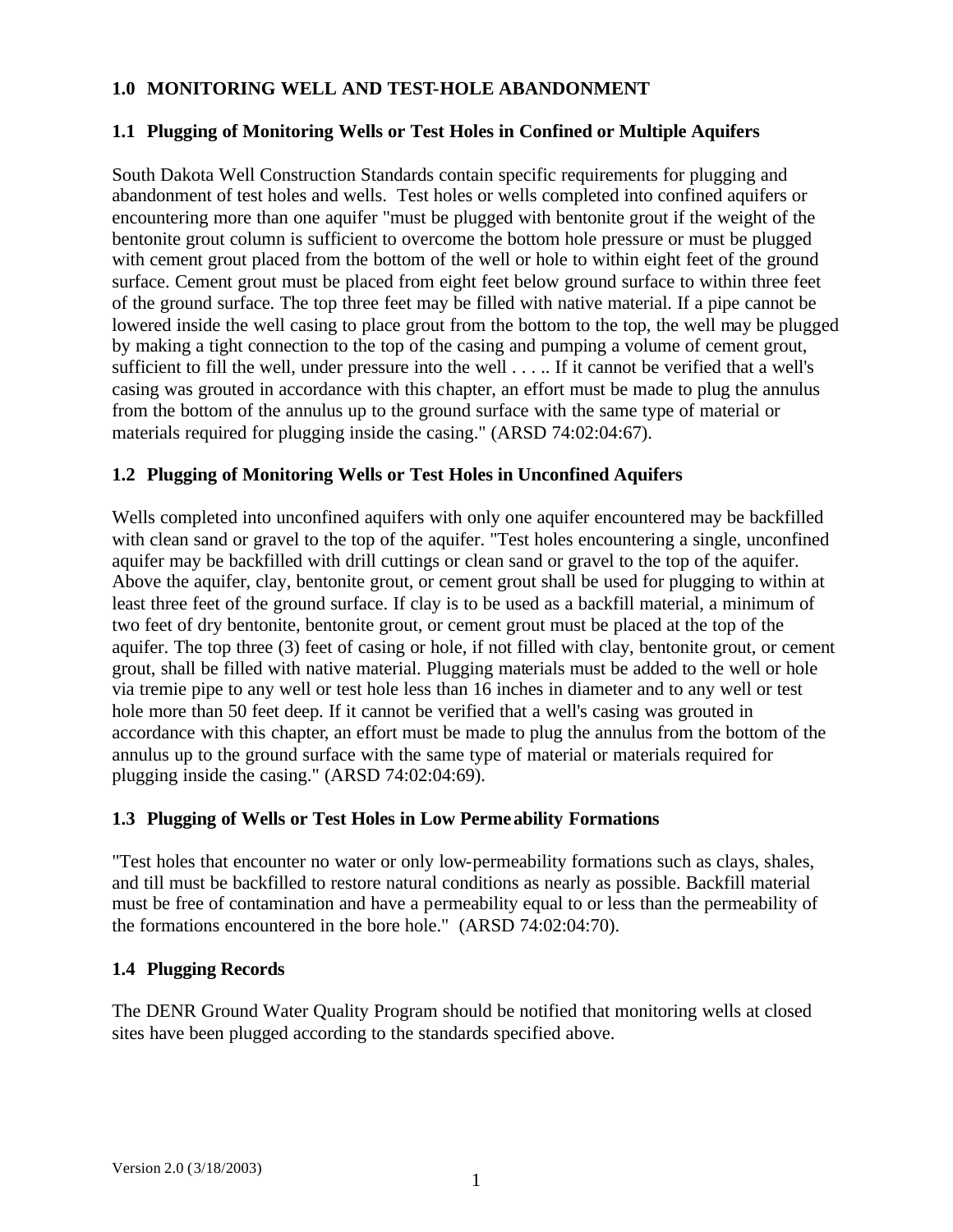## 1.0 MONITORING WELL AND TEST-HOLE ABANDONMENT

### 1.1 Plugging of Monitoring Wells or Test Holes in Confined or Multiple Aquifers

South Dakota Well Construction Standards contain specific requirements for plugging and abandonment of test holes and wells. Test holes or wells completed into confined aquifers or encountering more than one aquifer "must be plugged with bentonite grout if the weight of the bentonite grout column is sufficient to overcome the bottom hole pressure or must be plugged with cement grout placed from the bottom of the well or hole to within eight feet of the ground surface. Cement grout must be placed from eight feet below ground surface to within three feet of the ground surface. The top three feet may be filled with native material. If a pipe cannot be lowered inside the well casing to place grout from the bottom to the top, the well may be plugged by making a tight connection to the top of the casing and pumping a volume of cement grout, sufficient to fill the well, under pressure into the well . . . .. If it cannot be verified that a well's casing was grouted in accordance with this chapter, an effort must be made to plug the annulus from the bottom of the annulus up to the ground surface with the same type of material or materials required for plugging inside the casing." (ARSD 74:02:04:67).

### 1.2 Plugging of Monitoring Wells or Test Holes in Unconfined Aquifers

Wells completed into unconfined aquifers with only one aquifer encountered may be backfilled with clean sand or gravel to the top of the aquifer. "Test holes encountering a single, unconfined aquifer may be backfilled with drill cuttings or clean sand or gravel to the top of the aquifer. Above the aquifer, clay, bentonite grout, or cement grout shall be used for plugging to within at least three feet of the ground surface. If clay is to be used as a backfill material, a minimum of two feet of dry bentonite, bentonite grout, or cement grout must be placed at the top of the aquifer. The top three (3) feet of casing or hole, if not filled with clay, bentonite grout, or cement grout, shall be filled with native material. Plugging materials must be added to the well or hole via tremie pipe to any well or test hole less than 16 inches in diameter and to any well or test hole more than 50 feet deep. If it cannot be verified that a well's casing was grouted in accordance with this chapter, an effort must be made to plug the annulus from the bottom of the annulus up to the ground surface with the same type of material or materials required for plugging inside the casing." (ARSD 74:02:04:69).

### 1.3 Plugging of Wells or Test Holes in Low Permeability Formations

"Test holes that encounter no water or only low-permeability formations such as clays, shales, and till must be backfilled to restore natural conditions as nearly as possible. Backfill material must be free of contamination and have a permeability equal to or less than the permeability of the formations encountered in the bore hole." (ARSD 74:02:04:70).

### 1.4 Plugging Records

The DENR Ground Water Quality Program should be notified that monitoring wells at closed sites have been plugged according to the standards specified above.